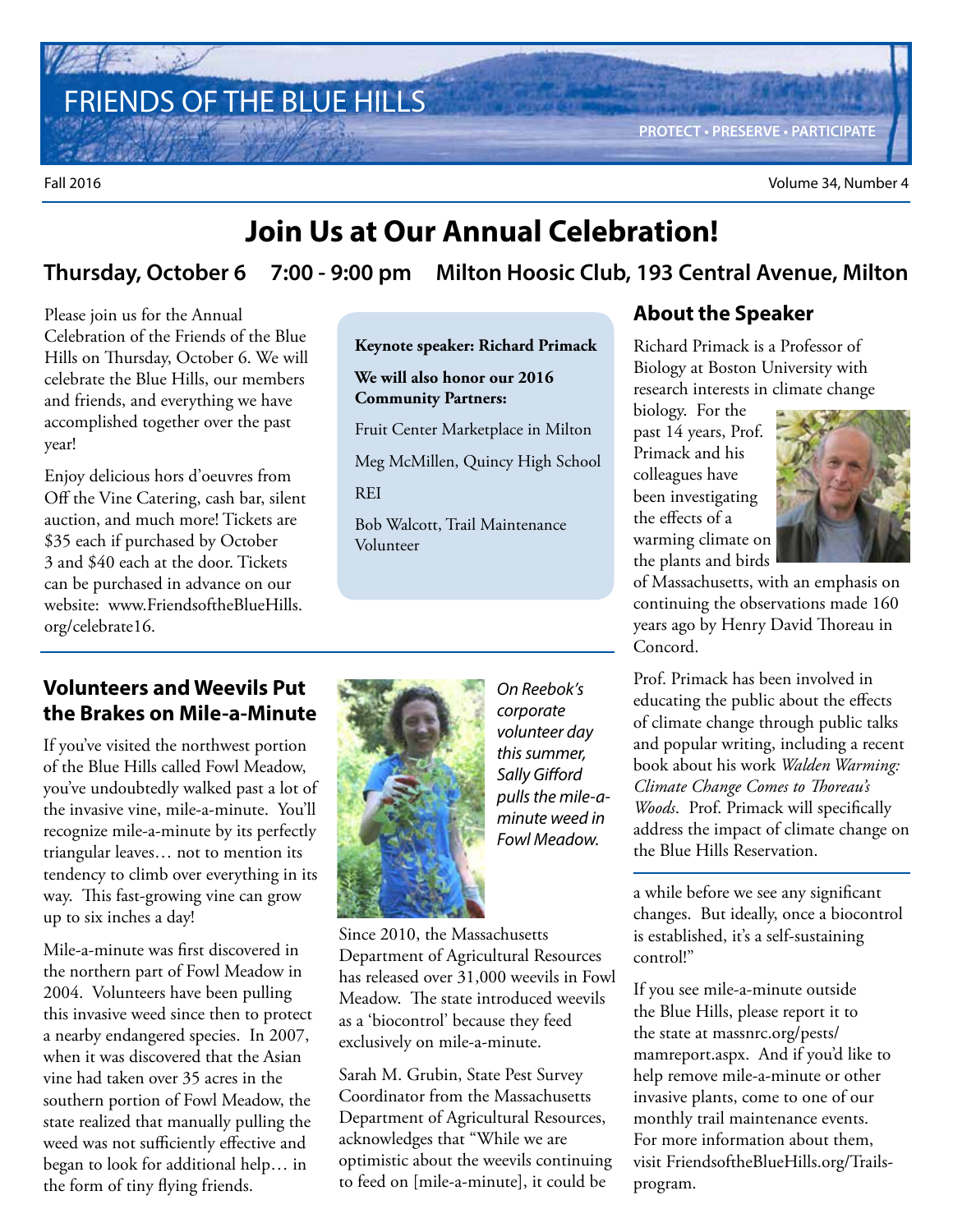# FRIENDS OF THE BLUE HILLS

PROTECT • PRESERVE • PARTICIPATE

Fall 2016

Volume 34, Number 4

## Join Us at Our Annual Celebration!

### Thursday, October 6 7:00 - 9:00 pm Milton Hoosic Club, 193 Central Avenue, Milton

Please join us for the Annual Celebration of the Friends of the Blue Hills on Thursday, October 6. We will celebrate the Blue Hills, our members and friends, and everything we have accomplished together over the past year!

Enjoy delicious hors d'oeuvres from Off the Vine Catering, cash bar, silent auction, and much more! Tickets are $35 each if purchased by October 3 and $40 each at the door. Tickets can be purchased in advance on our website: www.FriendsoftheBlueHills.org/celebrate16.

**Keynote speaker: Richard Primack**

**We will also honor our 2016 Community Partners:**

Fruit Center Marketplace in Milton

Meg McMillen, Quincy High School

REI

Bob Walcott, Trail Maintenance Volunteer

### About the Speaker

Richard Primack is a Professor of Biology at Boston University with research interests in climate change biology. For the past 14 years, Prof. Primack and his colleagues have been investigating the effects of a warming climate on the plants and birds of Massachusetts, with an emphasis on continuing the observations made 160 years ago by Henry David Thoreau in Concord.

Prof. Primack has been involved in educating the public about the effects of climate change through public talks and popular writing, including a recent book about his work *Walden Warming: Climate Change Comes to Thoreau's Woods*. Prof. Primack will specifically address the impact of climate change on the Blue Hills Reservation.

## Volunteers and Weevils Put the Brakes on Mile-a-Minute

If you've visited the northwest portion of the Blue Hills called Fowl Meadow, you've undoubtedly walked past a lot of the invasive vine, mile-a-minute. You'll recognize mile-a-minute by its perfectly triangular leaves… not to mention its tendency to climb over everything in its way. This fast-growing vine can grow up to six inches a day!

Mile-a-minute was first discovered in the northern part of Fowl Meadow in 2004. Volunteers have been pulling this invasive weed since then to protect a nearby endangered species. In 2007, when it was discovered that the Asian vine had taken over 35 acres in the southern portion of Fowl Meadow, the state realized that manually pulling the weed was not sufficiently effective and began to look for additional help… in the form of tiny flying friends.

*On Reebok's corporate volunteer day this summer, Sally Gifford pulls the mile-a-minute weed in Fowl Meadow.*

Since 2010, the Massachusetts Department of Agricultural Resources has released over 31,000 weevils in Fowl Meadow. The state introduced weevils as a 'biocontrol' because they feed exclusively on mile-a-minute.

Sarah M. Grubin, State Pest Survey Coordinator from the Massachusetts Department of Agricultural Resources, acknowledges that "While we are optimistic about the weevils continuing to feed on [mile-a-minute], it could be a while before we see any significant changes. But ideally, once a biocontrol is established, it's a self-sustaining control!"

If you see mile-a-minute outside the Blue Hills, please report it to the state at massnrc.org/pests/mamreport.aspx. And if you'd like to help remove mile-a-minute or other invasive plants, come to one of our monthly trail maintenance events. For more information about them, visit FriendsoftheBlueHills.org/Trails-program.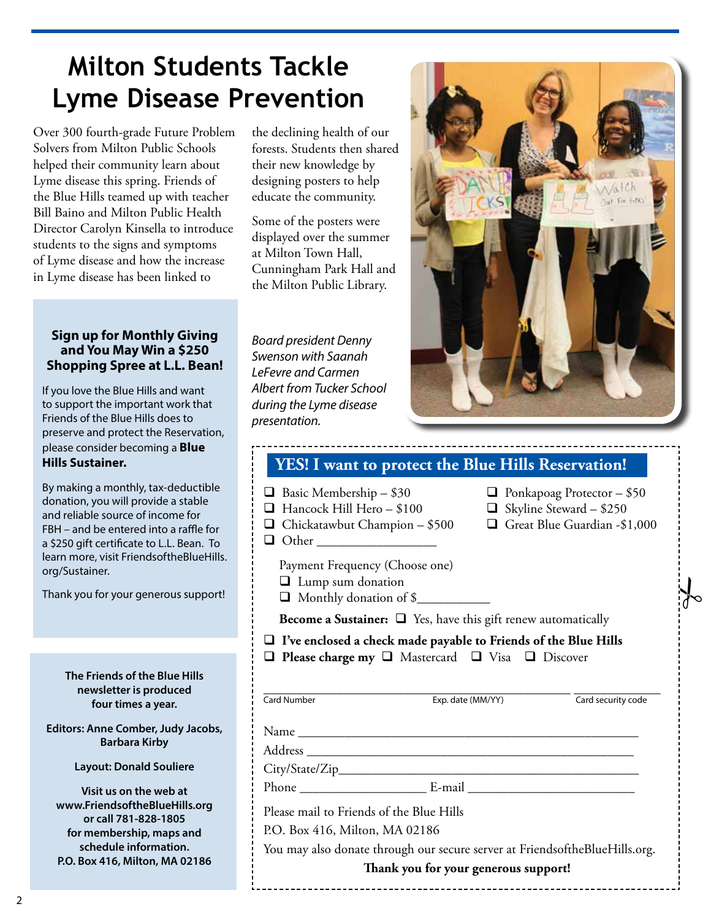# Milton Students Tackle Lyme Disease Prevention

Over 300 fourth-grade Future Problem Solvers from Milton Public Schools helped their community learn about Lyme disease this spring. Friends of the Blue Hills teamed up with teacher Bill Baino and Milton Public Health Director Carolyn Kinsella to introduce students to the signs and symptoms of Lyme disease and how the increase in Lyme disease has been linked to the declining health of our forests. Students then shared their new knowledge by designing posters to help educate the community.

Some of the posters were displayed over the summer at Milton Town Hall, Cunningham Park Hall and the Milton Public Library.

*Board president Denny Swenson with Saanah LeFevre and Carmen Albert from Tucker School during the Lyme disease presentation.*

### Sign up for Monthly Giving and You May Win a $250 Shopping Spree at L.L. Bean!

If you love the Blue Hills and want to support the important work that Friends of the Blue Hills does to preserve and protect the Reservation, please consider becoming a **Blue Hills Sustainer.**

By making a monthly, tax-deductible donation, you will provide a stable and reliable source of income for FBH – and be entered into a raffle for a $250 gift certificate to L.L. Bean. To learn more, visit FriendsoftheBlueHills.org/Sustainer.

Thank you for your generous support!

**The Friends of the Blue Hills newsletter is produced four times a year.**

**Editors: Anne Comber, Judy Jacobs, Barbara Kirby**

**Layout: Donald Souliere**

**Visit us on the web at www.FriendsoftheBlueHills.org or call 781-828-1805 for membership, maps and schedule information. P.O. Box 416, Milton, MA 02186**

## YES! I want to protect the Blue Hills Reservation!

- ❑ Basic Membership – $30
- ❑ Ponkapoag Protector – $50
- ❑ Hancock Hill Hero – $100
- ❑ Skyline Steward – $250
- ❑ Chickatawbut Champion – $500
- ❑ Great Blue Guardian -$1,000
- ❑ Other ___________________

Payment Frequency (Choose one)

- ❑ Lump sum donation
- ❑ Monthly donation of $___________

**Become a Sustainer:** ❑ Yes, have this gift renew automatically

- ❑ **I've enclosed a check made payable to Friends of the Blue Hills**
- ❑ **Please charge my** ❑ Mastercard ❑ Visa ❑ Discover

_________________________ Card Number _________ Exp. date (MM/YY) _________ Card security code

Name ___________________________________________

Address _________________________________________

City/State/Zip_____________________________________

Phone ___________________ E-mail __________________

Please mail to Friends of the Blue Hills

P.O. Box 416, Milton, MA 02186

You may also donate through our secure server at FriendsoftheBlueHills.org.

**Thank you for your generous support!**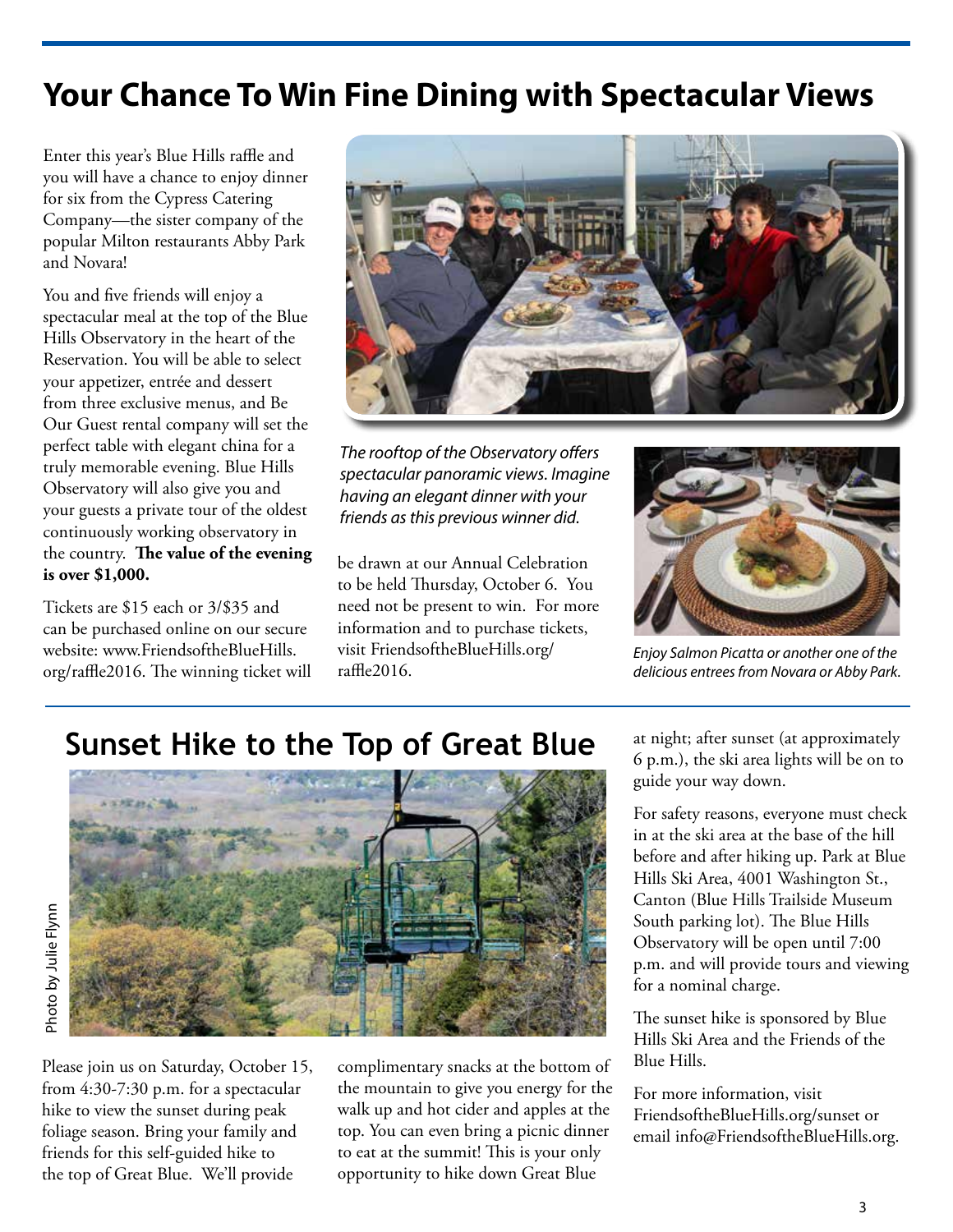# Your Chance To Win Fine Dining with Spectacular Views

Enter this year's Blue Hills raffle and you will have a chance to enjoy dinner for six from the Cypress Catering Company—the sister company of the popular Milton restaurants Abby Park and Novara!

You and five friends will enjoy a spectacular meal at the top of the Blue Hills Observatory in the heart of the Reservation. You will be able to select your appetizer, entrée and dessert from three exclusive menus, and Be Our Guest rental company will set the perfect table with elegant china for a truly memorable evening. Blue Hills Observatory will also give you and your guests a private tour of the oldest continuously working observatory in the country. **The value of the evening is over $1,000.**

Tickets are $15 each or 3/$35 and can be purchased online on our secure website: www.FriendsoftheBlueHills.org/raffle2016. The winning ticket will be drawn at our Annual Celebration to be held Thursday, October 6. You need not be present to win. For more information and to purchase tickets, visit FriendsoftheBlueHills.org/raffle2016.

*The rooftop of the Observatory offers spectacular panoramic views. Imagine having an elegant dinner with your friends as this previous winner did.*

*Enjoy Salmon Picatta or another one of the delicious entrees from Novara or Abby Park.*

## Sunset Hike to the Top of Great Blue

Photo by Julie Flynn

Please join us on Saturday, October 15, from 4:30-7:30 p.m. for a spectacular hike to view the sunset during peak foliage season. Bring your family and friends for this self-guided hike to the top of Great Blue. We'll provide complimentary snacks at the bottom of the mountain to give you energy for the walk up and hot cider and apples at the top. You can even bring a picnic dinner to eat at the summit! This is your only opportunity to hike down Great Blue at night; after sunset (at approximately 6 p.m.), the ski area lights will be on to guide your way down.

For safety reasons, everyone must check in at the ski area at the base of the hill before and after hiking up. Park at Blue Hills Ski Area, 4001 Washington St., Canton (Blue Hills Trailside Museum South parking lot). The Blue Hills Observatory will be open until 7:00 p.m. and will provide tours and viewing for a nominal charge.

The sunset hike is sponsored by Blue Hills Ski Area and the Friends of the Blue Hills.

For more information, visit FriendsoftheBlueHills.org/sunset or email info@FriendsoftheBlueHills.org.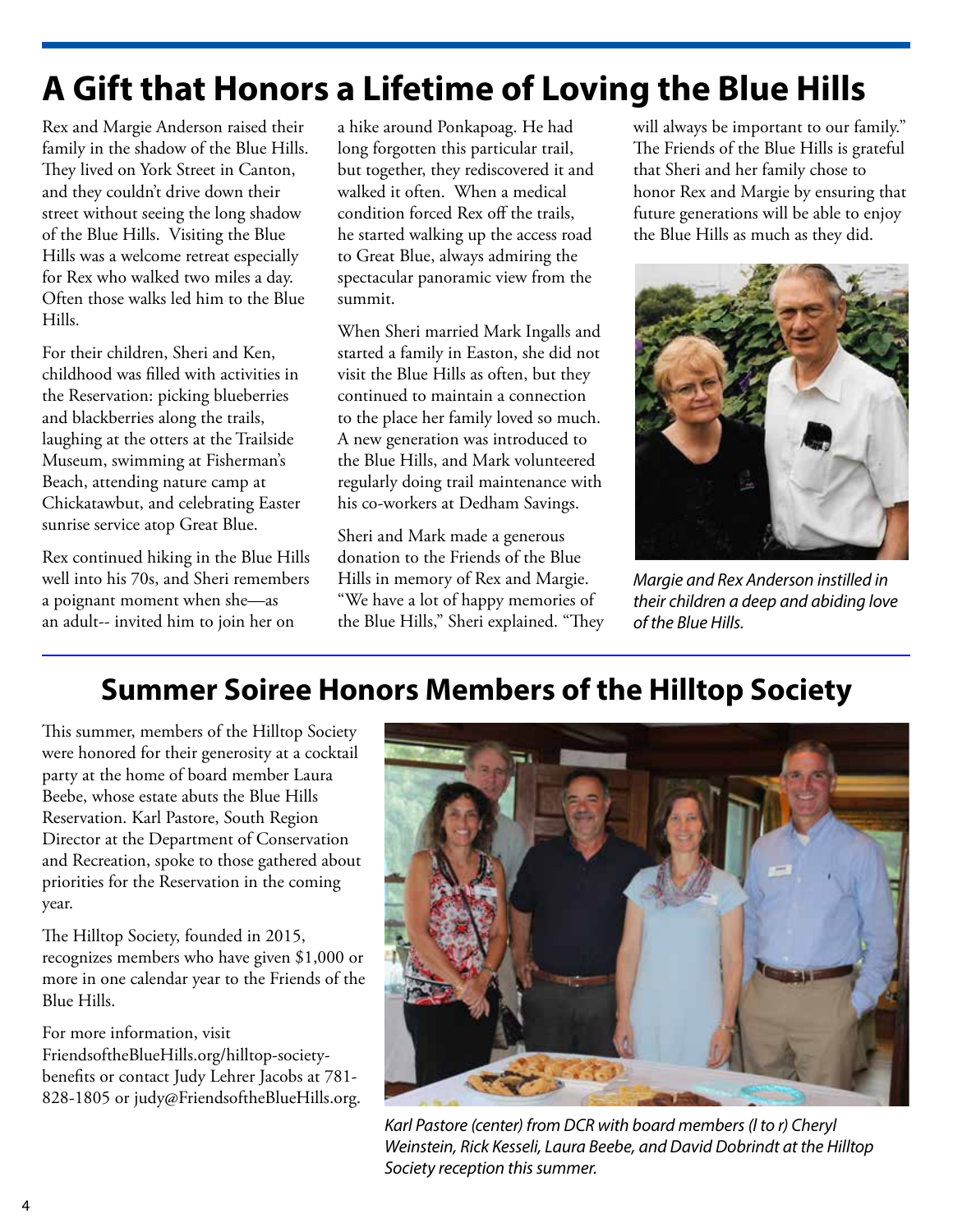# A Gift that Honors a Lifetime of Loving the Blue Hills

Rex and Margie Anderson raised their family in the shadow of the Blue Hills. They lived on York Street in Canton, and they couldn't drive down their street without seeing the long shadow of the Blue Hills. Visiting the Blue Hills was a welcome retreat especially for Rex who walked two miles a day. Often those walks led him to the Blue Hills.

For their children, Sheri and Ken, childhood was filled with activities in the Reservation: picking blueberries and blackberries along the trails, laughing at the otters at the Trailside Museum, swimming at Fisherman's Beach, attending nature camp at Chickatawbut, and celebrating Easter sunrise service atop Great Blue.

Rex continued hiking in the Blue Hills well into his 70s, and Sheri remembers a poignant moment when she—as an adult-- invited him to join her on a hike around Ponkapoag. He had long forgotten this particular trail, but together, they rediscovered it and walked it often. When a medical condition forced Rex off the trails, he started walking up the access road to Great Blue, always admiring the spectacular panoramic view from the summit.

When Sheri married Mark Ingalls and started a family in Easton, she did not visit the Blue Hills as often, but they continued to maintain a connection to the place her family loved so much. A new generation was introduced to the Blue Hills, and Mark volunteered regularly doing trail maintenance with his co-workers at Dedham Savings.

Sheri and Mark made a generous donation to the Friends of the Blue Hills in memory of Rex and Margie. "We have a lot of happy memories of the Blue Hills," Sheri explained. "They will always be important to our family." The Friends of the Blue Hills is grateful that Sheri and her family chose to honor Rex and Margie by ensuring that future generations will be able to enjoy the Blue Hills as much as they did.

*Margie and Rex Anderson instilled in their children a deep and abiding love of the Blue Hills.*

## Summer Soiree Honors Members of the Hilltop Society

This summer, members of the Hilltop Society were honored for their generosity at a cocktail party at the home of board member Laura Beebe, whose estate abuts the Blue Hills Reservation. Karl Pastore, South Region Director at the Department of Conservation and Recreation, spoke to those gathered about priorities for the Reservation in the coming year.

The Hilltop Society, founded in 2015, recognizes members who have given $1,000 or more in one calendar year to the Friends of the Blue Hills.

For more information, visit FriendsoftheBlueHills.org/hilltop-society-benefits or contact Judy Lehrer Jacobs at 781-828-1805 or judy@FriendsoftheBlueHills.org.

*Karl Pastore (center) from DCR with board members (l to r) Cheryl Weinstein, Rick Kesseli, Laura Beebe, and David Dobrindt at the Hilltop Society reception this summer.*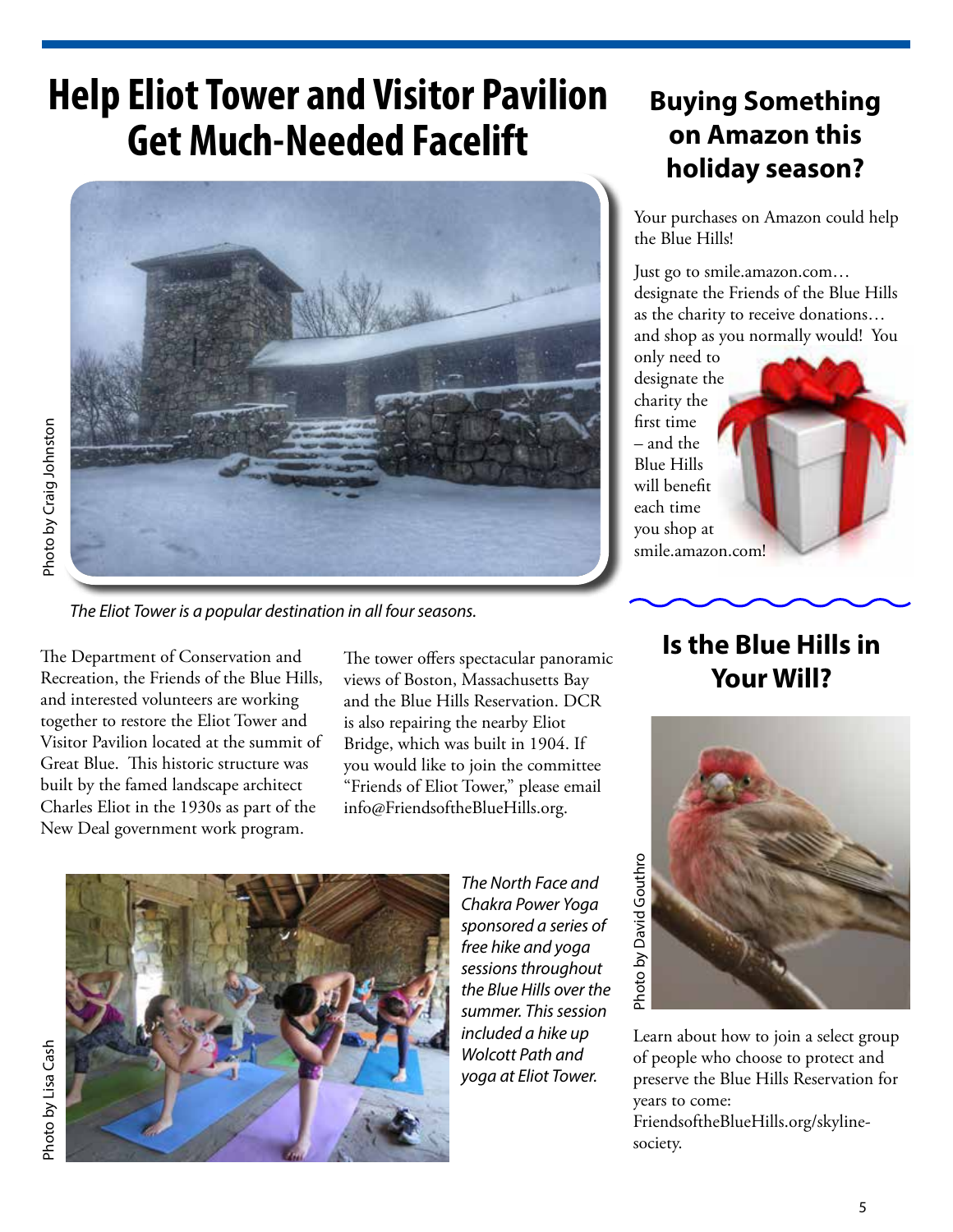# Help Eliot Tower and Visitor Pavilion Get Much-Needed Facelift

Photo by Craig Johnston

*The Eliot Tower is a popular destination in all four seasons.*

The Department of Conservation and Recreation, the Friends of the Blue Hills, and interested volunteers are working together to restore the Eliot Tower and Visitor Pavilion located at the summit of Great Blue. This historic structure was built by the famed landscape architect Charles Eliot in the 1930s as part of the New Deal government work program.

The tower offers spectacular panoramic views of Boston, Massachusetts Bay and the Blue Hills Reservation. DCR is also repairing the nearby Eliot Bridge, which was built in 1904. If you would like to join the committee "Friends of Eliot Tower," please email info@FriendsoftheBlueHills.org.

Photo by Lisa Cash

*The North Face and Chakra Power Yoga sponsored a series of free hike and yoga sessions throughout the Blue Hills over the summer. This session included a hike up Wolcott Path and yoga at Eliot Tower.*

## Buying Something on Amazon this holiday season?

Your purchases on Amazon could help the Blue Hills!

Just go to smile.amazon.com… designate the Friends of the Blue Hills as the charity to receive donations… and shop as you normally would! You only need to designate the charity the first time – and the Blue Hills will benefit each time you shop at smile.amazon.com!

## Is the Blue Hills in Your Will?

Photo by David Gouthro

Learn about how to join a select group of people who choose to protect and preserve the Blue Hills Reservation for years to come: FriendsoftheBlueHills.org/skyline-society.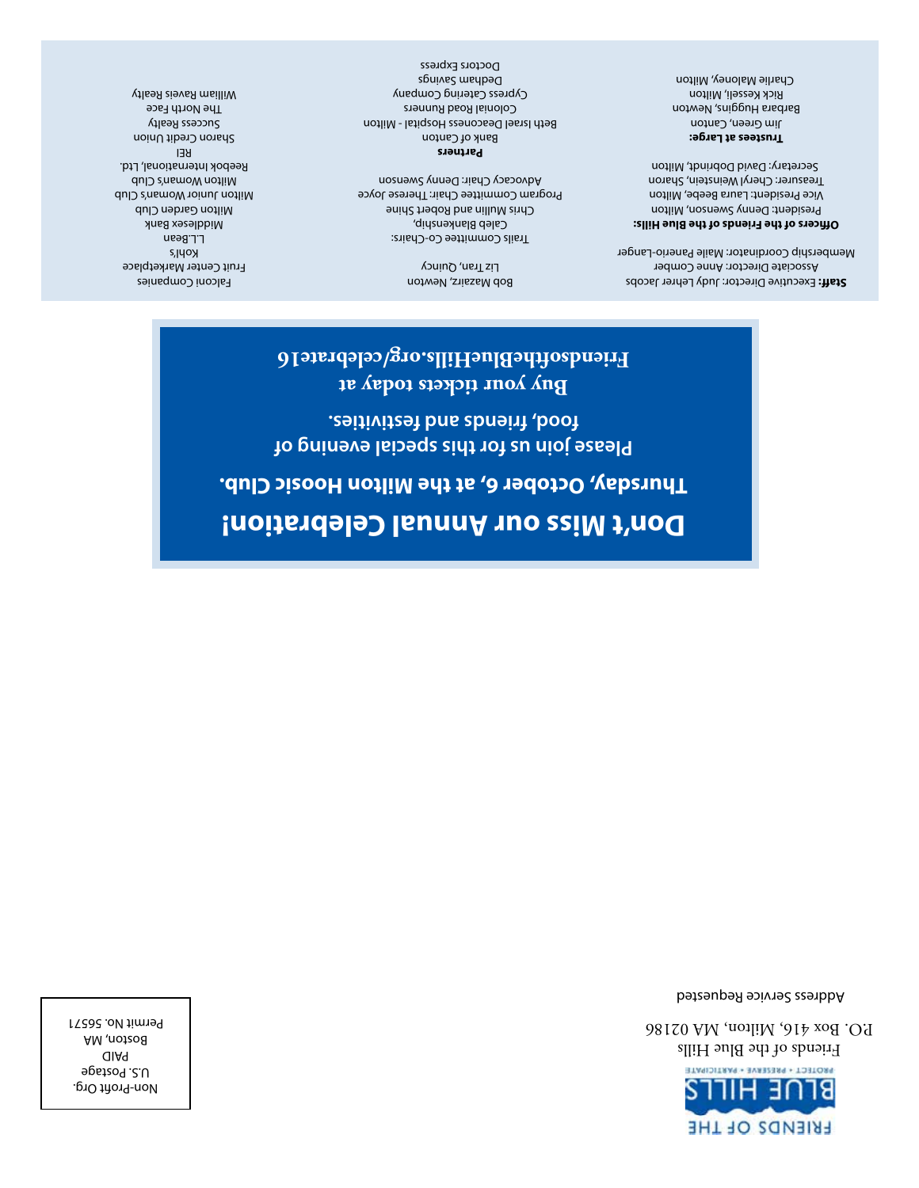**Staff:** Executive Director: Judy Lehrer Jacobs
Associate Director: Anne Comber
Membership Coordinator: Maile Panerio-Langer

**Officers of the Friends of the Blue Hills:**
President: Denny Swenson, Milton
Vice President: Laura Beebe, Milton
Treasurer: Cheryl Weinstein, Sharon
Secretary: David Dobrindt, Milton

**Trustees at Large:**
Jim Green, Canton
Barbara Huggins, Newton
Rick Kesseli, Milton
Charlie Maloney, Milton

Bob Mazaiz, Newton
Liz Tran, Quincy

Trails Committee Co-Chairs:
Caleb Blankenship,
Chris Mullin and Robert Shine
Program Committee Chair: Therese Joyce
Advocacy Chair: Denny Swenson

**Partners**
Bank of Canton
Beth Israel Deaconess Hospital - Milton
Colonial Road Runners
Cypress Catering Company
Dedham Savings
Doctors Express

Falconi Companies
Fruit Center Marketplace
Kohl's
L.L.Bean
Middlesex Bank
Milton Garden Club
Milton Junior Woman's Club
Milton Woman's Club
Reebok International, Ltd.
REI
Sharon Credit Union
Success Realty
The North Face
William Raveis Realty

# Don't Miss our Annual Celebration!

**Thursday, October 6, at the Milton Hoosic Club.**

**Please join us for this special evening of food, friends and festivities.**

**Buy your tickets today at FriendsoftheBlueHills.org/celebrate16**

FRIENDS OF THE BLUE HILLS
PROTECT • PRESERVE • PARTICIPATE

Friends of the Blue Hills
P.O. Box 416, Milton, MA 02186

Address Service Requested

Non-Profit Org.
U.S. Postage
PAID
Boston, MA
Permit No. 56571